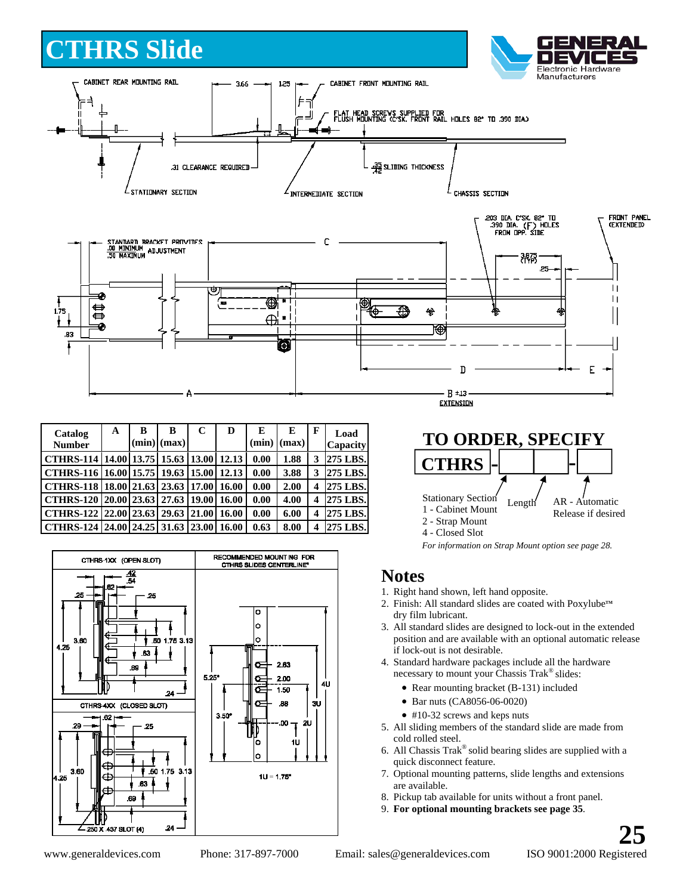# CTHRS Slide

| Catalog Number | A | B (min) | B (max) | C | D | E (min) | E (max) | F | Load Capacity |
|---|---|---|---|---|---|---|---|---|---|
| CTHRS-114 | 14.00 | 13.75 | 15.63 | 13.00 | 12.13 | 0.00 | 1.88 | 3 | 275 LBS. |
| CTHRS-116 | 16.00 | 15.75 | 19.63 | 15.00 | 12.13 | 0.00 | 3.88 | 3 | 275 LBS. |
| CTHRS-118 | 18.00 | 21.63 | 23.63 | 17.00 | 16.00 | 0.00 | 2.00 | 4 | 275 LBS. |
| CTHRS-120 | 20.00 | 23.63 | 27.63 | 19.00 | 16.00 | 0.00 | 4.00 | 4 | 275 LBS. |
| CTHRS-122 | 22.00 | 23.63 | 29.63 | 21.00 | 16.00 | 0.00 | 6.00 | 4 | 275 LBS. |
| CTHRS-124 | 24.00 | 24.25 | 31.63 | 23.00 | 16.00 | 0.63 | 8.00 | 4 | 275 LBS. |

## TO ORDER, SPECIFY

CTHRS - [ ] [ ] - [ ]

Stationary Section
1 - Cabinet Mount
2 - Strap Mount
4 - Closed Slot

Length

AR - Automatic Release if desired

*For information on Strap Mount option see page 28.*

## Notes

1. Right hand shown, left hand opposite.
2. Finish: All standard slides are coated with Poxylube™ dry film lubricant.
3. All standard slides are designed to lock-out in the extended position and are available with an optional automatic release if lock-out is not desirable.
4. Standard hardware packages include all the hardware necessary to mount your Chassis Trak® slides:
   - Rear mounting bracket (B-131) included
   - Bar nuts (CA8056-06-0020)
   - #10-32 screws and keps nuts
5. All sliding members of the standard slide are made from cold rolled steel.
6. All Chassis Trak® solid bearing slides are supplied with a quick disconnect feature.
7. Optional mounting patterns, slide lengths and extensions are available.
8. Pickup tab available for units without a front panel.
9. **For optional mounting brackets see page 35**.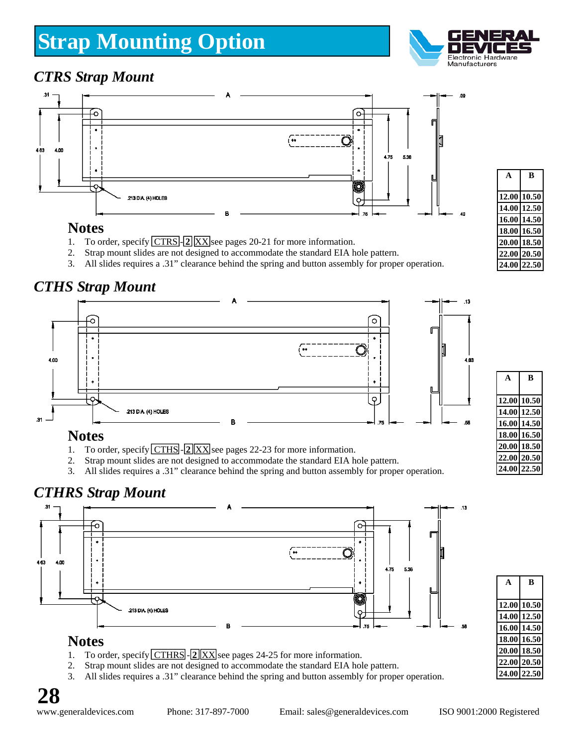# Strap Mounting Option

## CTRS Strap Mount

| A | B |
|---|---|
| 12.00 | 10.50 |
| 14.00 | 12.50 |
| 16.00 | 14.50 |
| 18.00 | 16.50 |
| 20.00 | 18.50 |
| 22.00 | 20.50 |
| 24.00 | 22.50 |

### Notes

1. To order, specify CTRS - 2 XX see pages 20-21 for more information.
2. Strap mount slides are not designed to accommodate the standard EIA hole pattern.
3. All slides requires a .31" clearance behind the spring and button assembly for proper operation.

## CTHS Strap Mount

| A | B |
|---|---|
| 12.00 | 10.50 |
| 14.00 | 12.50 |
| 16.00 | 14.50 |
| 18.00 | 16.50 |
| 20.00 | 18.50 |
| 22.00 | 20.50 |
| 24.00 | 22.50 |

### Notes

1. To order, specify CTHS - 2 XX see pages 22-23 for more information.
2. Strap mount slides are not designed to accommodate the standard EIA hole pattern.
3. All slides requires a .31" clearance behind the spring and button assembly for proper operation.

## CTHRS Strap Mount

| A | B |
|---|---|
| 12.00 | 10.50 |
| 14.00 | 12.50 |
| 16.00 | 14.50 |
| 18.00 | 16.50 |
| 20.00 | 18.50 |
| 22.00 | 20.50 |
| 24.00 | 22.50 |

### Notes

1. To order, specify CTHRS - 2 XX see pages 24-25 for more information.
2. Strap mount slides are not designed to accommodate the standard EIA hole pattern.
3. All slides requires a .31" clearance behind the spring and button assembly for proper operation.

www.generaldevices.com Phone: 317-897-7000 Email: sales@generaldevices.com ISO 9001:2000 Registered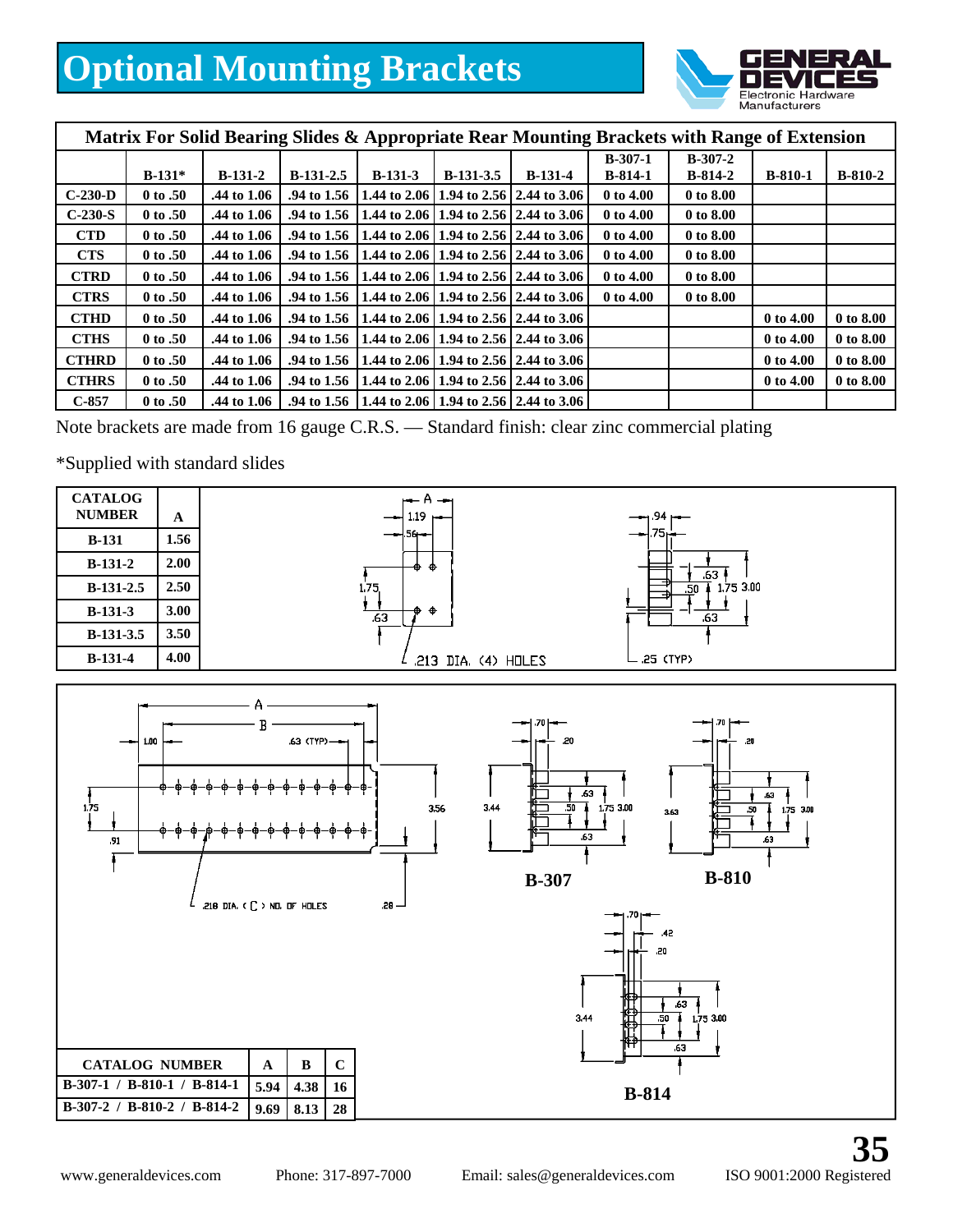# Optional Mounting Brackets

| Matrix For Solid Bearing Slides & Appropriate Rear Mounting Brackets with Range of Extension | | | | | | | | | | |
|---|---|---|---|---|---|---|---|---|---|---|
| | B-131* | B-131-2 | B-131-2.5 | B-131-3 | B-131-3.5 | B-131-4 | B-307-1 B-814-1 | B-307-2 B-814-2 | B-810-1 | B-810-2 |
| C-230-D | 0 to .50 | .44 to 1.06 | .94 to 1.56 | 1.44 to 2.06 | 1.94 to 2.56 | 2.44 to 3.06 | 0 to 4.00 | 0 to 8.00 | | |
| C-230-S | 0 to .50 | .44 to 1.06 | .94 to 1.56 | 1.44 to 2.06 | 1.94 to 2.56 | 2.44 to 3.06 | 0 to 4.00 | 0 to 8.00 | | |
| CTD | 0 to .50 | .44 to 1.06 | .94 to 1.56 | 1.44 to 2.06 | 1.94 to 2.56 | 2.44 to 3.06 | 0 to 4.00 | 0 to 8.00 | | |
| CTS | 0 to .50 | .44 to 1.06 | .94 to 1.56 | 1.44 to 2.06 | 1.94 to 2.56 | 2.44 to 3.06 | 0 to 4.00 | 0 to 8.00 | | |
| CTRD | 0 to .50 | .44 to 1.06 | .94 to 1.56 | 1.44 to 2.06 | 1.94 to 2.56 | 2.44 to 3.06 | 0 to 4.00 | 0 to 8.00 | | |
| CTRS | 0 to .50 | .44 to 1.06 | .94 to 1.56 | 1.44 to 2.06 | 1.94 to 2.56 | 2.44 to 3.06 | 0 to 4.00 | 0 to 8.00 | | |
| CTHD | 0 to .50 | .44 to 1.06 | .94 to 1.56 | 1.44 to 2.06 | 1.94 to 2.56 | 2.44 to 3.06 | | | 0 to 4.00 | 0 to 8.00 |
| CTHS | 0 to .50 | .44 to 1.06 | .94 to 1.56 | 1.44 to 2.06 | 1.94 to 2.56 | 2.44 to 3.06 | | | 0 to 4.00 | 0 to 8.00 |
| CTHRD | 0 to .50 | .44 to 1.06 | .94 to 1.56 | 1.44 to 2.06 | 1.94 to 2.56 | 2.44 to 3.06 | | | 0 to 4.00 | 0 to 8.00 |
| CTHRS | 0 to .50 | .44 to 1.06 | .94 to 1.56 | 1.44 to 2.06 | 1.94 to 2.56 | 2.44 to 3.06 | | | 0 to 4.00 | 0 to 8.00 |
| C-857 | 0 to .50 | .44 to 1.06 | .94 to 1.56 | 1.44 to 2.06 | 1.94 to 2.56 | 2.44 to 3.06 | | | | |

Note brackets are made from 16 gauge C.R.S. — Standard finish: clear zinc commercial plating

*Supplied with standard slides

| CATALOG NUMBER | A |
|---|---|
| B-131 | 1.56 |
| B-131-2 | 2.00 |
| B-131-2.5 | 2.50 |
| B-131-3 | 3.00 |
| B-131-3.5 | 3.50 |
| B-131-4 | 4.00 |

A
1.19
.56
1.75
.63
.213 DIA. (4) HOLES
.94
.75
.63
.50
1.75
3.00
.63
.25 (TYP)

A
B
1.00
.63 (TYP)
1.75
.91
3.56
.218 DIA. ( C ) NO. OF HOLES
.28

B-307
.70
.20
3.44
.63
.50
1.75
3.00
.63

B-810
.70
.20
3.63
.63
.50
1.75
3.00
.63

B-814
.70
.42
.20
3.44
.63
.50
1.75
3.00
.63

| CATALOG NUMBER | A | B | C |
|---|---|---|---|
| B-307-1 / B-810-1 / B-814-1 | 5.94 | 4.38 | 16 |
| B-307-2 / B-810-2 / B-814-2 | 9.69 | 8.13 | 28 |